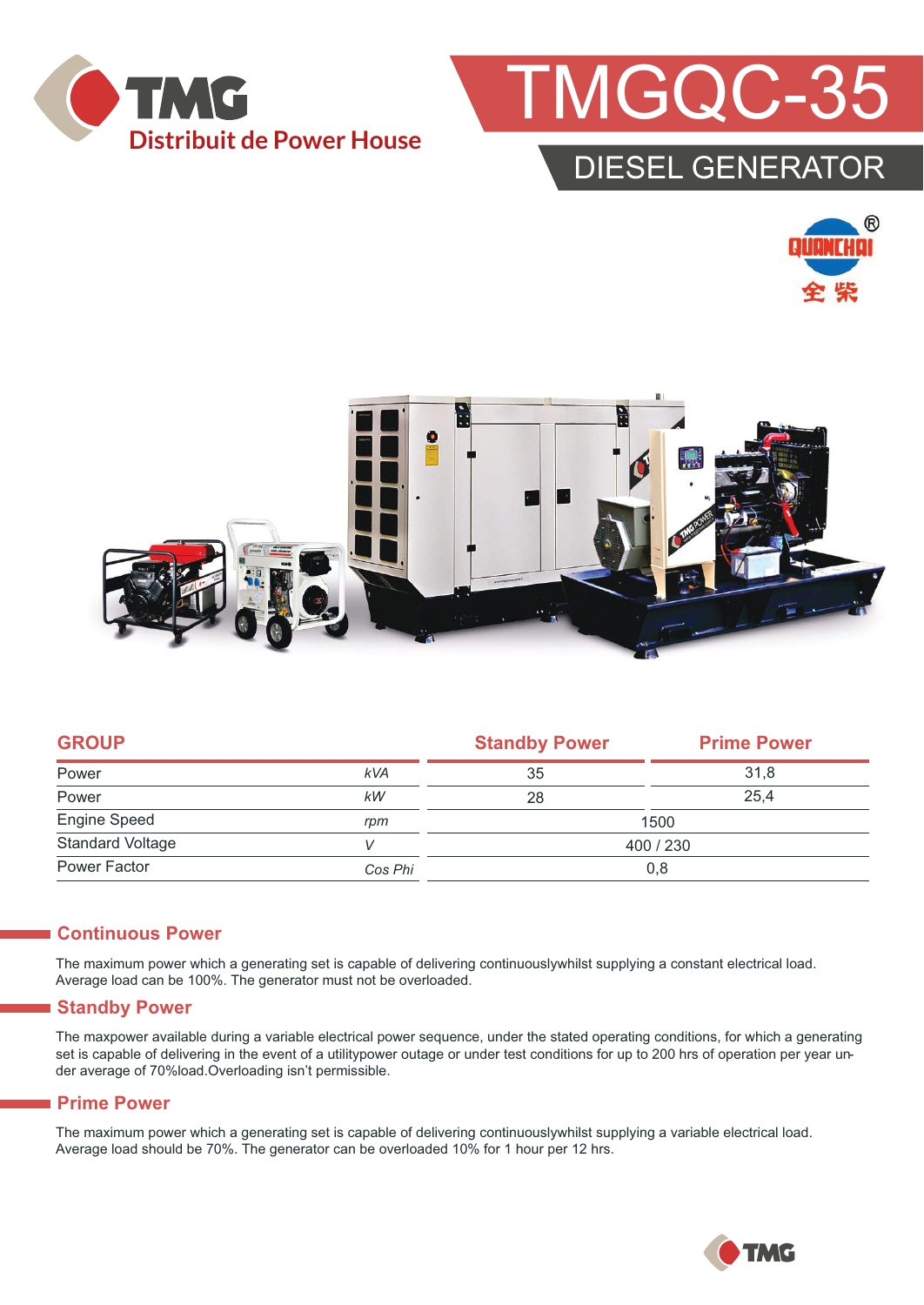TMG

Distribuit de Power House

# TMGQC-35

## DIESEL GENERATOR

QUANCHAI 全柴

| GROUP | | Standby Power | Prime Power |
|---|---|---|---|
| Power | kVA | 35 | 31,8 |
| Power | kW | 28 | 25,4 |
| Engine Speed | rpm | 1500 | |
| Standard Voltage | V | 400 / 230 | |
| Power Factor | Cos Phi | 0,8 | |

### Continuous Power

The maximum power which a generating set is capable of delivering continuouslywhilst supplying a constant electrical load. Average load can be 100%. The generator must not be overloaded.

### Standby Power

The maxpower available during a variable electrical power sequence, under the stated operating conditions, for which a generating set is capable of delivering in the event of a utilitypower outage or under test conditions for up to 200 hrs of operation per year under average of 70%load.Overloading isn't permissible.

### Prime Power

The maximum power which a generating set is capable of delivering continuouslywhilst supplying a variable electrical load. Average load should be 70%. The generator can be overloaded 10% for 1 hour per 12 hrs.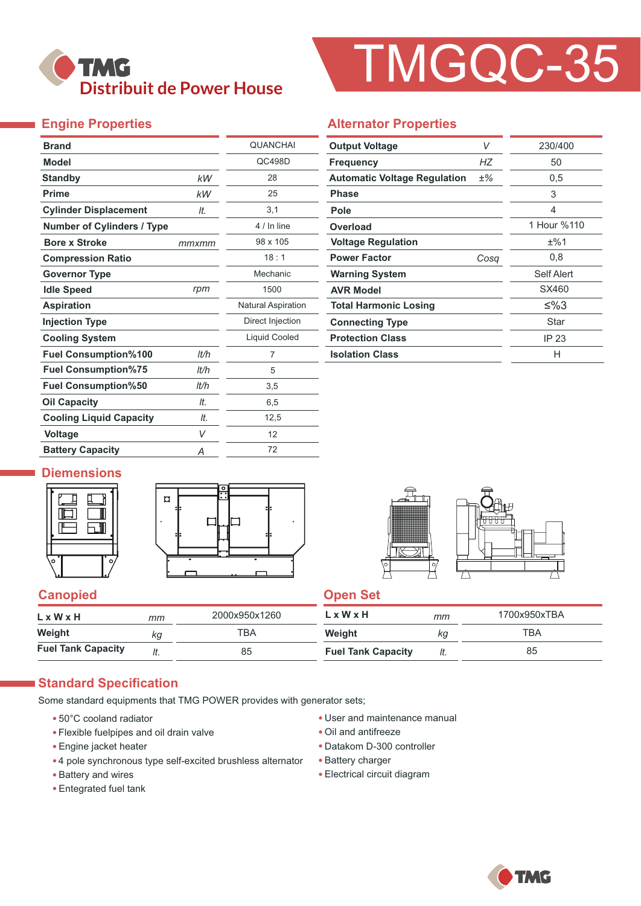# TMGQC-35

TMG Distribuit de Power House

## Engine Properties

| | | |
|---|---|---|
| Brand | | QUANCHAI |
| Model | | QC498D |
| Standby | kW | 28 |
| Prime | kW | 25 |
| Cylinder Displacement | lt. | 3,1 |
| Number of Cylinders / Type | | 4 / In line |
| Bore x Stroke | mmxmm | 98 x 105 |
| Compression Ratio | | 18 : 1 |
| Governor Type | | Mechanic |
| Idle Speed | rpm | 1500 |
| Aspiration | | Natural Aspiration |
| Injection Type | | Direct Injection |
| Cooling System | | Liquid Cooled |
| Fuel Consumption%100 | lt/h | 7 |
| Fuel Consumption%75 | lt/h | 5 |
| Fuel Consumption%50 | lt/h | 3,5 |
| Oil Capacity | lt. | 6,5 |
| Cooling Liquid Capacity | lt. | 12,5 |
| Voltage | V | 12 |
| Battery Capacity | A | 72 |

## Alternator Properties

| | | |
|---|---|---|
| Output Voltage | V | 230/400 |
| Frequency | HZ | 50 |
| Automatic Voltage Regulation | ±% | 0,5 |
| Phase | | 3 |
| Pole | | 4 |
| Overload | | 1 Hour %110 |
| Voltage Regulation | | ±%1 |
| Power Factor | Cosq | 0,8 |
| Warning System | | Self Alert |
| AVR Model | | SX460 |
| Total Harmonic Losing | | ≤%3 |
| Connecting Type | | Star |
| Protection Class | | IP 23 |
| Isolation Class | | H |

## Diemensions

### Canopied

| | | |
|---|---|---|
| L x W x H | mm | 2000x950x1260 |
| Weight | kg | TBA |
| Fuel Tank Capacity | lt. | 85 |

### Open Set

| | | |
|---|---|---|
| L x W x H | mm | 1700x950xTBA |
| Weight | kg | TBA |
| Fuel Tank Capacity | lt. | 85 |

## Standard Specification

Some standard equipments that TMG POWER provides with generator sets;

- 50°C cooland radiator
- Flexible fuelpipes and oil drain valve
- Engine jacket heater
- 4 pole synchronous type self-excited brushless alternator
- Battery and wires
- Entegrated fuel tank
- User and maintenance manual
- Oil and antifreeze
- Datakom D-300 controller
- Battery charger
- Electrical circuit diagram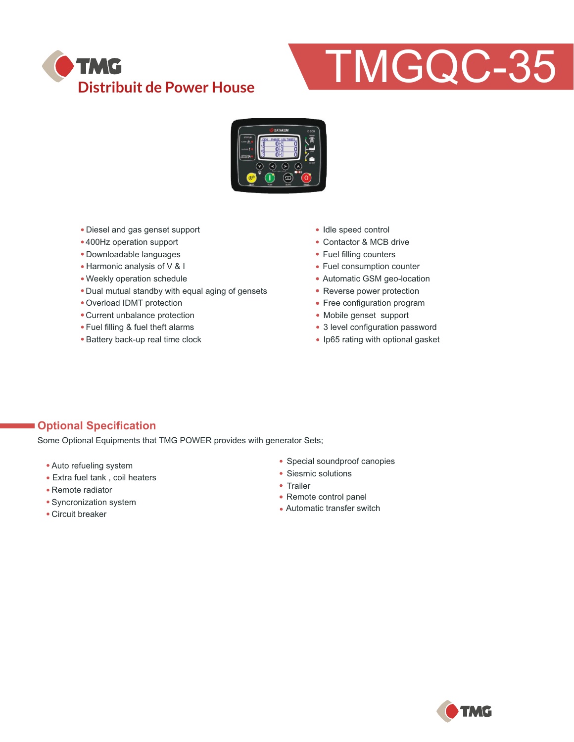TMG
Distribuit de Power House

# TMGQC-35

- Diesel and gas genset support
- 400Hz operation support
- Downloadable languages
- Harmonic analysis of V & I
- Weekly operation schedule
- Dual mutual standby with equal aging of gensets
- Overload IDMT protection
- Current unbalance protection
- Fuel filling & fuel theft alarms
- Battery back-up real time clock
- Idle speed control
- Contactor & MCB drive
- Fuel filling counters
- Fuel consumption counter
- Automatic GSM geo-location
- Reverse power protection
- Free configuration program
- Mobile genset support
- 3 level configuration password
- Ip65 rating with optional gasket

## Optional Specification

Some Optional Equipments that TMG POWER provides with generator Sets;

- Auto refueling system
- Extra fuel tank , coil heaters
- Remote radiator
- Syncronization system
- Circuit breaker
- Special soundproof canopies
- Siesmic solutions
- Trailer
- Remote control panel
- Automatic transfer switch